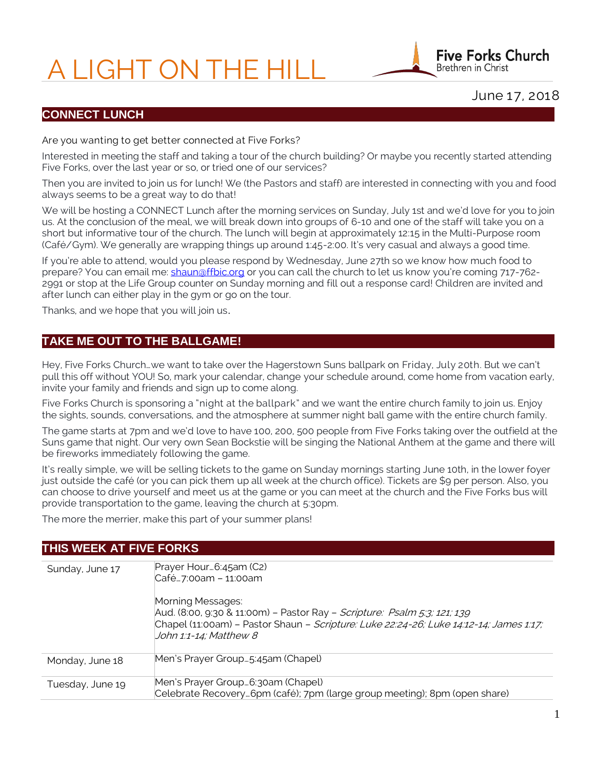# A LIGHT ON THE HILL

Five Forks Church
Brethren in Christ

June 17, 2018

## CONNECT LUNCH

Are you wanting to get better connected at Five Forks?

Interested in meeting the staff and taking a tour of the church building? Or maybe you recently started attending Five Forks, over the last year or so, or tried one of our services?

Then you are invited to join us for lunch! We (the Pastors and staff) are interested in connecting with you and food always seems to be a great way to do that!

We will be hosting a CONNECT Lunch after the morning services on Sunday, July 1st and we'd love for you to join us. At the conclusion of the meal, we will break down into groups of 6-10 and one of the staff will take you on a short but informative tour of the church. The lunch will begin at approximately 12:15 in the Multi-Purpose room (Café/Gym). We generally are wrapping things up around 1:45-2:00. It's very casual and always a good time.

If you're able to attend, would you please respond by Wednesday, June 27th so we know how much food to prepare? You can email me: shaun@ffbic.org or you can call the church to let us know you're coming 717-762-2991 or stop at the Life Group counter on Sunday morning and fill out a response card! Children are invited and after lunch can either play in the gym or go on the tour.

Thanks, and we hope that you will join us.

## TAKE ME OUT TO THE BALLGAME!

Hey, Five Forks Church…we want to take over the Hagerstown Suns ballpark on Friday, July 20th. But we can't pull this off without YOU! So, mark your calendar, change your schedule around, come home from vacation early, invite your family and friends and sign up to come along.

Five Forks Church is sponsoring a "night at the ballpark" and we want the entire church family to join us. Enjoy the sights, sounds, conversations, and the atmosphere at summer night ball game with the entire church family.

The game starts at 7pm and we'd love to have 100, 200, 500 people from Five Forks taking over the outfield at the Suns game that night. Our very own Sean Bockstie will be singing the National Anthem at the game and there will be fireworks immediately following the game.

It's really simple, we will be selling tickets to the game on Sunday mornings starting June 10th, in the lower foyer just outside the café (or you can pick them up all week at the church office). Tickets are $9 per person. Also, you can choose to drive yourself and meet us at the game or you can meet at the church and the Five Forks bus will provide transportation to the game, leaving the church at 5:30pm.

The more the merrier, make this part of your summer plans!

## THIS WEEK AT FIVE FORKS

| | |
|---|---|
| Sunday, June 17 | Prayer Hour…6:45am (C2)<br>Café…7:00am – 11:00am<br><br>Morning Messages:<br>Aud. (8:00, 9:30 & 11:00m) – Pastor Ray – *Scripture: Psalm 5:3; 121; 139*<br>Chapel (11:00am) – Pastor Shaun – *Scripture: Luke 22:24-26; Luke 14:12-14; James 1:17; John 1:1-14; Matthew 8* |
| Monday, June 18 | Men's Prayer Group…5:45am (Chapel) |
| Tuesday, June 19 | Men's Prayer Group…6:30am (Chapel)<br>Celebrate Recovery…6pm (café); 7pm (large group meeting); 8pm (open share) |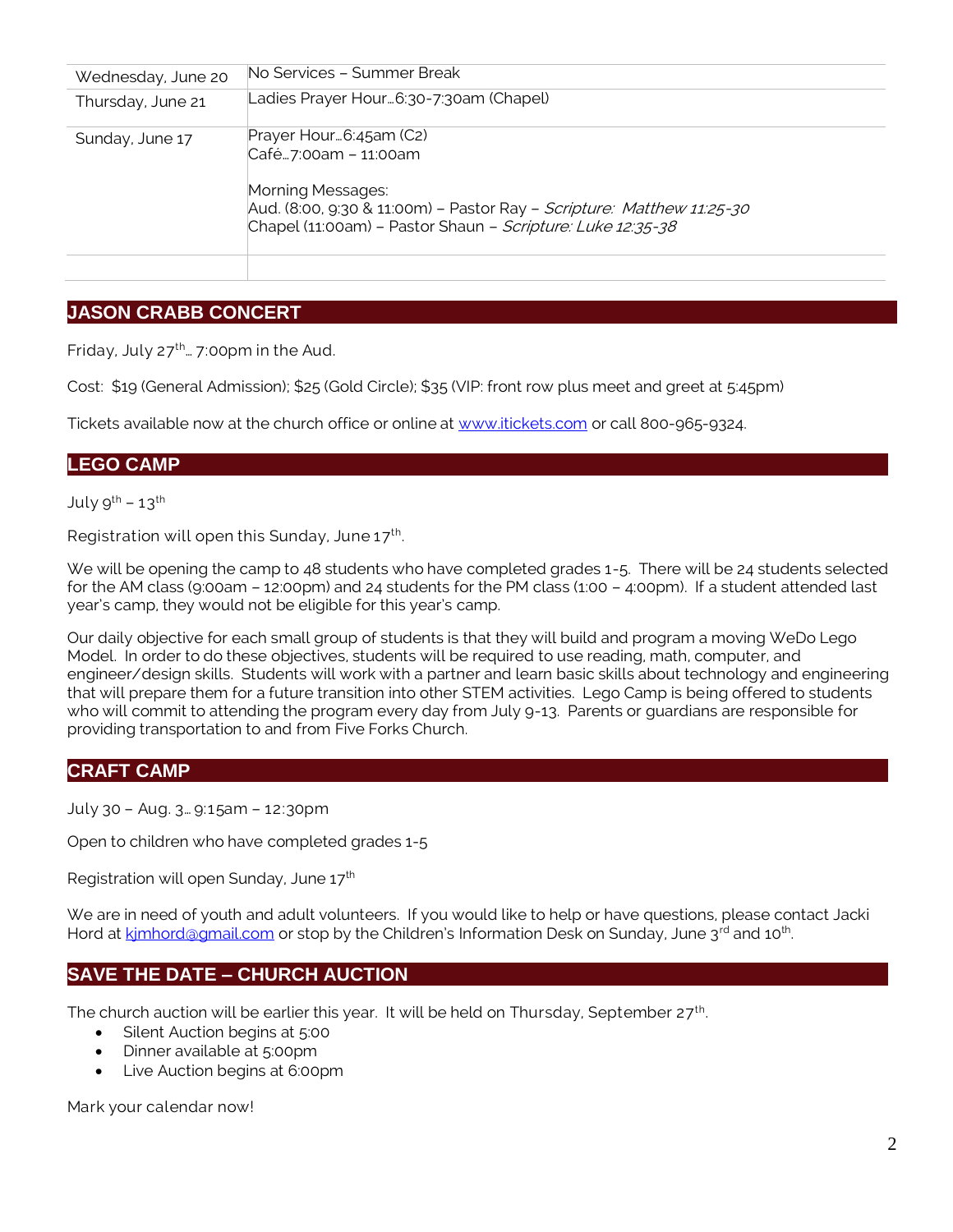| | |
|---|---|
| Wednesday, June 20 | No Services – Summer Break |
| Thursday, June 21 | Ladies Prayer Hour…6:30-7:30am (Chapel) |
| Sunday, June 17 | Prayer Hour…6:45am (C2)<br>Café…7:00am – 11:00am<br><br>Morning Messages:<br>Aud. (8:00, 9:30 & 11:00m) – Pastor Ray – *Scripture: Matthew 11:25-30*<br>Chapel (11:00am) – Pastor Shaun – *Scripture: Luke 12:35-38* |
| | |

## JASON CRABB CONCERT

Friday, July 27th… 7:00pm in the Aud.

Cost: $19 (General Admission); $25 (Gold Circle); $35 (VIP: front row plus meet and greet at 5:45pm)

Tickets available now at the church office or online at www.itickets.com or call 800-965-9324.

## LEGO CAMP

July 9th – 13th

Registration will open this Sunday, June 17th.

We will be opening the camp to 48 students who have completed grades 1-5. There will be 24 students selected for the AM class (9:00am – 12:00pm) and 24 students for the PM class (1:00 – 4:00pm). If a student attended last year's camp, they would not be eligible for this year's camp.

Our daily objective for each small group of students is that they will build and program a moving WeDo Lego Model. In order to do these objectives, students will be required to use reading, math, computer, and engineer/design skills. Students will work with a partner and learn basic skills about technology and engineering that will prepare them for a future transition into other STEM activities. Lego Camp is being offered to students who will commit to attending the program every day from July 9-13. Parents or guardians are responsible for providing transportation to and from Five Forks Church.

## CRAFT CAMP

July 30 – Aug. 3… 9:15am – 12:30pm

Open to children who have completed grades 1-5

Registration will open Sunday, June 17th

We are in need of youth and adult volunteers. If you would like to help or have questions, please contact Jacki Hord at kjmhord@gmail.com or stop by the Children's Information Desk on Sunday, June 3rd and 10th.

## SAVE THE DATE – CHURCH AUCTION

The church auction will be earlier this year. It will be held on Thursday, September 27th.

- Silent Auction begins at 5:00
- Dinner available at 5:00pm
- Live Auction begins at 6:00pm

Mark your calendar now!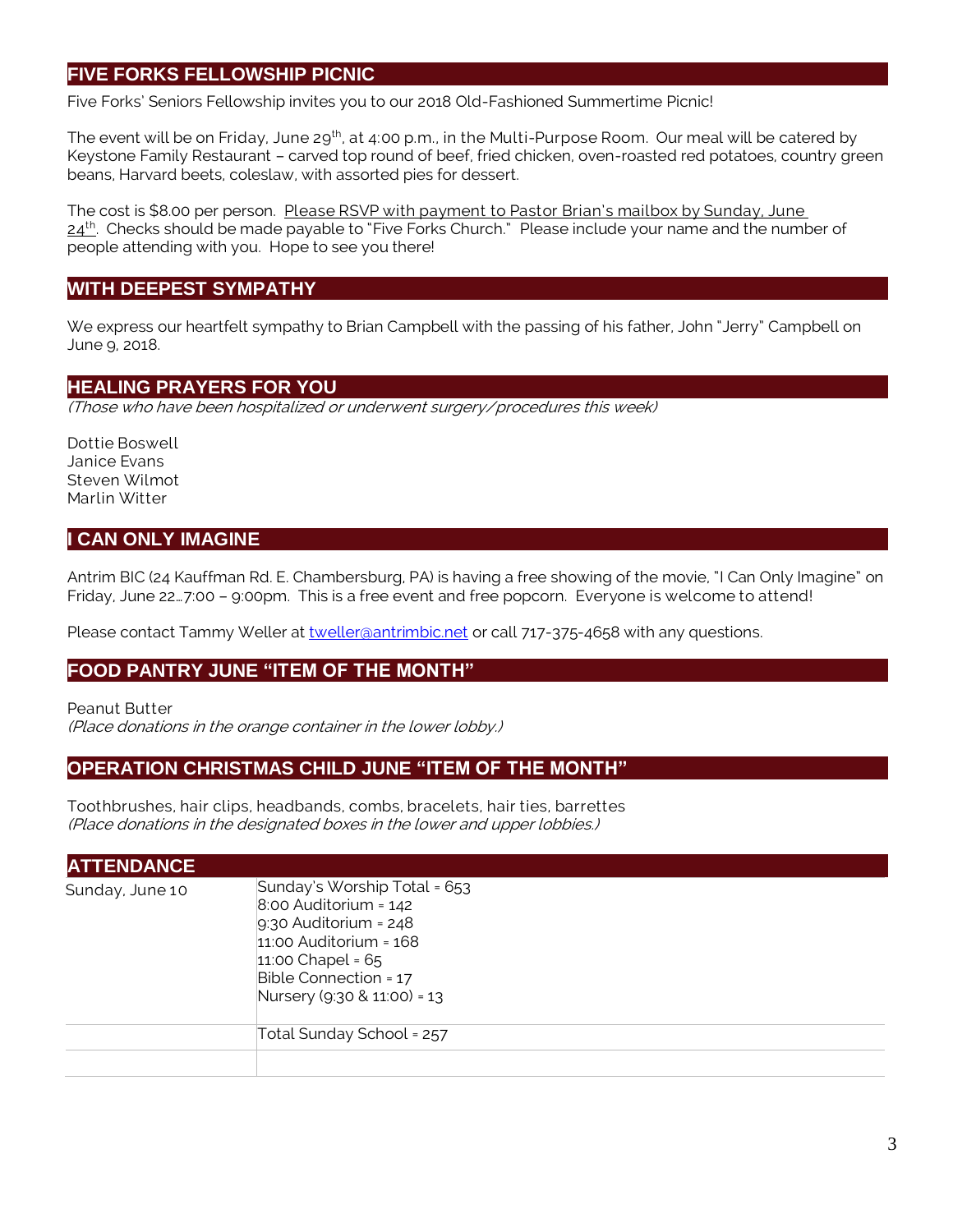## FIVE FORKS FELLOWSHIP PICNIC

Five Forks' Seniors Fellowship invites you to our 2018 Old-Fashioned Summertime Picnic!

The event will be on Friday, June 29th, at 4:00 p.m., in the Multi-Purpose Room. Our meal will be catered by Keystone Family Restaurant – carved top round of beef, fried chicken, oven-roasted red potatoes, country green beans, Harvard beets, coleslaw, with assorted pies for dessert.

The cost is $8.00 per person. Please RSVP with payment to Pastor Brian's mailbox by Sunday, June 24th. Checks should be made payable to "Five Forks Church." Please include your name and the number of people attending with you. Hope to see you there!

## WITH DEEPEST SYMPATHY

We express our heartfelt sympathy to Brian Campbell with the passing of his father, John "Jerry" Campbell on June 9, 2018.

## HEALING PRAYERS FOR YOU

*(Those who have been hospitalized or underwent surgery/procedures this week)*

Dottie Boswell
Janice Evans
Steven Wilmot
Marlin Witter

## I CAN ONLY IMAGINE

Antrim BIC (24 Kauffman Rd. E. Chambersburg, PA) is having a free showing of the movie, "I Can Only Imagine" on Friday, June 22…7:00 – 9:00pm. This is a free event and free popcorn. Everyone is welcome to attend!

Please contact Tammy Weller at tweller@antrimbic.net or call 717-375-4658 with any questions.

## FOOD PANTRY JUNE "ITEM OF THE MONTH"

Peanut Butter
*(Place donations in the orange container in the lower lobby.)*

## OPERATION CHRISTMAS CHILD JUNE "ITEM OF THE MONTH"

Toothbrushes, hair clips, headbands, combs, bracelets, hair ties, barrettes
*(Place donations in the designated boxes in the lower and upper lobbies.)*

## ATTENDANCE

| Sunday, June 10 | Sunday's Worship Total = 653<br>8:00 Auditorium = 142<br>9:30 Auditorium = 248<br>11:00 Auditorium = 168<br>11:00 Chapel = 65<br>Bible Connection = 17<br>Nursery (9:30 & 11:00) = 13 |
|---|---|
| | Total Sunday School = 257 |
| | |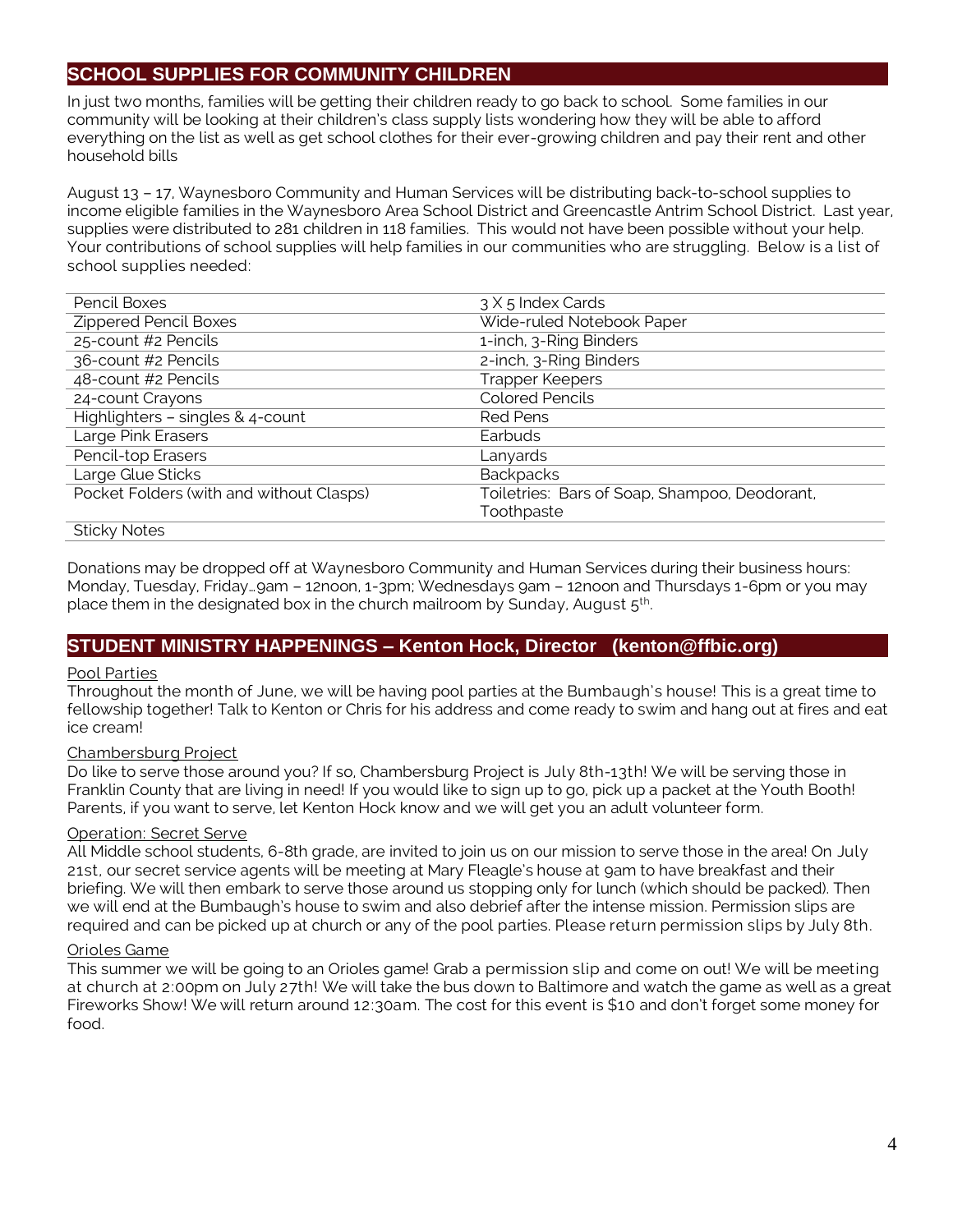## SCHOOL SUPPLIES FOR COMMUNITY CHILDREN

In just two months, families will be getting their children ready to go back to school. Some families in our community will be looking at their children's class supply lists wondering how they will be able to afford everything on the list as well as get school clothes for their ever-growing children and pay their rent and other household bills

August 13 – 17, Waynesboro Community and Human Services will be distributing back-to-school supplies to income eligible families in the Waynesboro Area School District and Greencastle Antrim School District. Last year, supplies were distributed to 281 children in 118 families. This would not have been possible without your help. Your contributions of school supplies will help families in our communities who are struggling. Below is a list of school supplies needed:

| | |
|---|---|
| Pencil Boxes | 3 X 5 Index Cards |
| Zippered Pencil Boxes | Wide-ruled Notebook Paper |
| 25-count #2 Pencils | 1-inch, 3-Ring Binders |
| 36-count #2 Pencils | 2-inch, 3-Ring Binders |
| 48-count #2 Pencils | Trapper Keepers |
| 24-count Crayons | Colored Pencils |
| Highlighters – singles & 4-count | Red Pens |
| Large Pink Erasers | Earbuds |
| Pencil-top Erasers | Lanyards |
| Large Glue Sticks | Backpacks |
| Pocket Folders (with and without Clasps) | Toiletries: Bars of Soap, Shampoo, Deodorant, Toothpaste |
| Sticky Notes | |

Donations may be dropped off at Waynesboro Community and Human Services during their business hours: Monday, Tuesday, Friday…9am – 12noon, 1-3pm; Wednesdays 9am – 12noon and Thursdays 1-6pm or you may place them in the designated box in the church mailroom by Sunday, August 5th.

## STUDENT MINISTRY HAPPENINGS – Kenton Hock, Director (kenton@ffbic.org)

Pool Parties
Throughout the month of June, we will be having pool parties at the Bumbaugh's house! This is a great time to fellowship together! Talk to Kenton or Chris for his address and come ready to swim and hang out at fires and eat ice cream!

Chambersburg Project
Do like to serve those around you? If so, Chambersburg Project is July 8th-13th! We will be serving those in Franklin County that are living in need! If you would like to sign up to go, pick up a packet at the Youth Booth! Parents, if you want to serve, let Kenton Hock know and we will get you an adult volunteer form.

Operation: Secret Serve
All Middle school students, 6-8th grade, are invited to join us on our mission to serve those in the area! On July 21st, our secret service agents will be meeting at Mary Fleagle's house at 9am to have breakfast and their briefing. We will then embark to serve those around us stopping only for lunch (which should be packed). Then we will end at the Bumbaugh's house to swim and also debrief after the intense mission. Permission slips are required and can be picked up at church or any of the pool parties. Please return permission slips by July 8th.

Orioles Game
This summer we will be going to an Orioles game! Grab a permission slip and come on out! We will be meeting at church at 2:00pm on July 27th! We will take the bus down to Baltimore and watch the game as well as a great Fireworks Show! We will return around 12:30am. The cost for this event is $10 and don't forget some money for food.